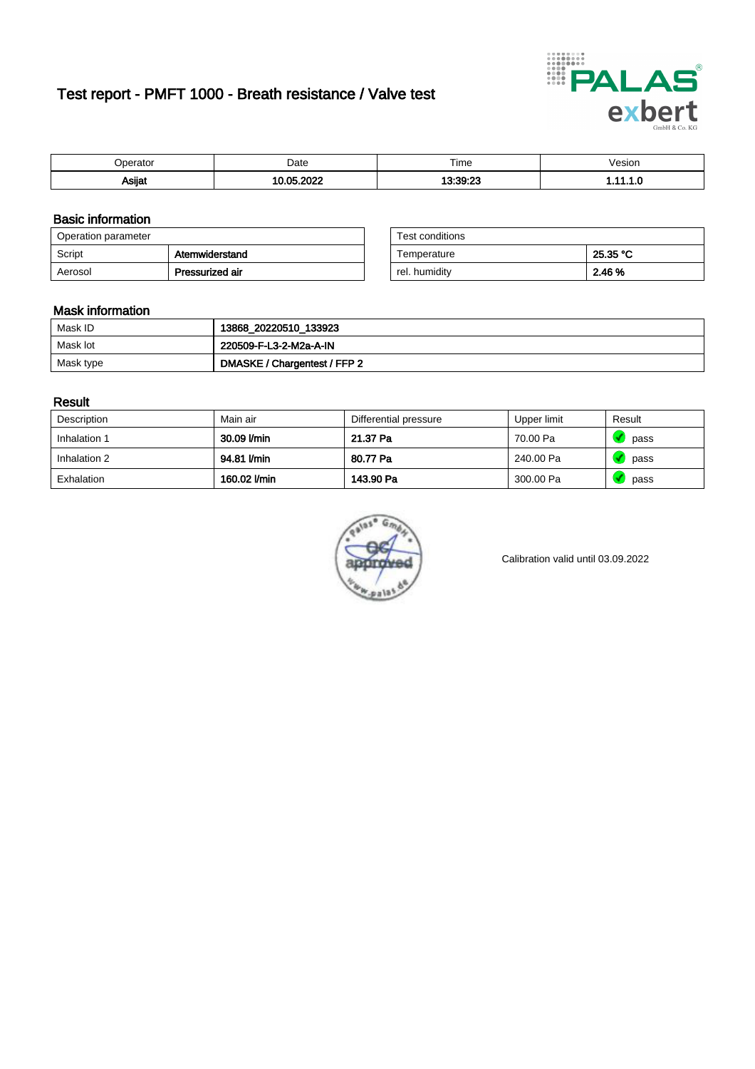# Test report - PMFT 1000 - Breath resistance / Valve test

| Operator | Date | Time | Vesion |
|---|---|---|---|
| **Asijat** | **10.05.2022** | **13:39:23** | **1.11.1.0** |

## Basic information

| Operation parameter | |
|---|---|
| Script | **Atemwiderstand** |
| Aerosol | **Pressurized air** |

| Test conditions | |
|---|---|
| Temperature | **25.35 °C** |
| rel. humidity | **2.46 %** |

## Mask information

| | |
|---|---|
| Mask ID | **13868_20220510_133923** |
| Mask lot | **220509-F-L3-2-M2a-A-IN** |
| Mask type | **DMASKE / Chargentest / FFP 2** |

## Result

| Description | Main air | Differential pressure | Upper limit | Result |
|---|---|---|---|---|
| Inhalation 1 | **30.09 l/min** | **21.37 Pa** | 70.00 Pa | pass |
| Inhalation 2 | **94.81 l/min** | **80.77 Pa** | 240.00 Pa | pass |
| Exhalation | **160.02 l/min** | **143.90 Pa** | 300.00 Pa | pass |

Calibration valid until 03.09.2022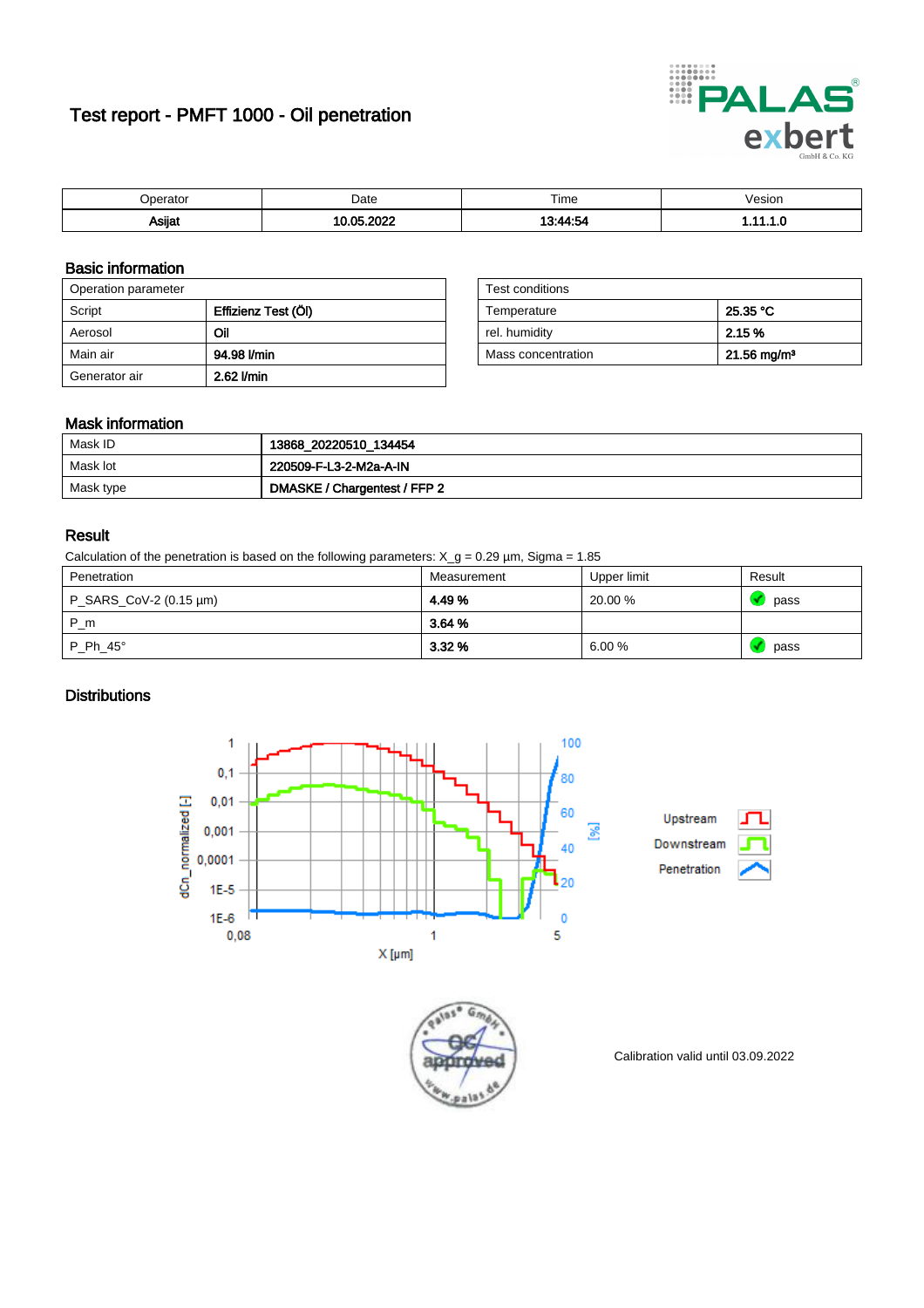# Test report - PMFT 1000 - Oil penetration

| Operator | Date | Time | Vesion |
|---|---|---|---|
| **Asijat** | **10.05.2022** | **13:44:54** | **1.11.1.0** |

## Basic information

| Operation parameter | |
|---|---|
| Script | **Effizienz Test (Öl)** |
| Aerosol | **Oil** |
| Main air | **94.98 l/min** |
| Generator air | **2.62 l/min** |

| Test conditions | |
|---|---|
| Temperature | **25.35 °C** |
| rel. humidity | **2.15 %** |
| Mass concentration | **21.56 mg/m³** |

## Mask information

| | |
|---|---|
| Mask ID | **13868_20220510_134454** |
| Mask lot | **220509-F-L3-2-M2a-A-IN** |
| Mask type | **DMASKE / Chargentest / FFP 2** |

## Result

Calculation of the penetration is based on the following parameters: X_g = 0.29 µm, Sigma = 1.85

| Penetration | Measurement | Upper limit | Result |
|---|---|---|---|
| P_SARS_CoV-2 (0.15 µm) | **4.49 %** | 20.00 % | pass |
| P_m | **3.64 %** | | |
| P_Ph_45° | **3.32 %** | 6.00 % | pass |

## Distributions

dCn_normalized [-]
1
0,1
0,01
0,001
0,0001
1E-5
1E-6
0,08
1
5
X [µm]
[%]
100
80
60
40
20
0
Upstream
Downstream
Penetration

Calibration valid until 03.09.2022